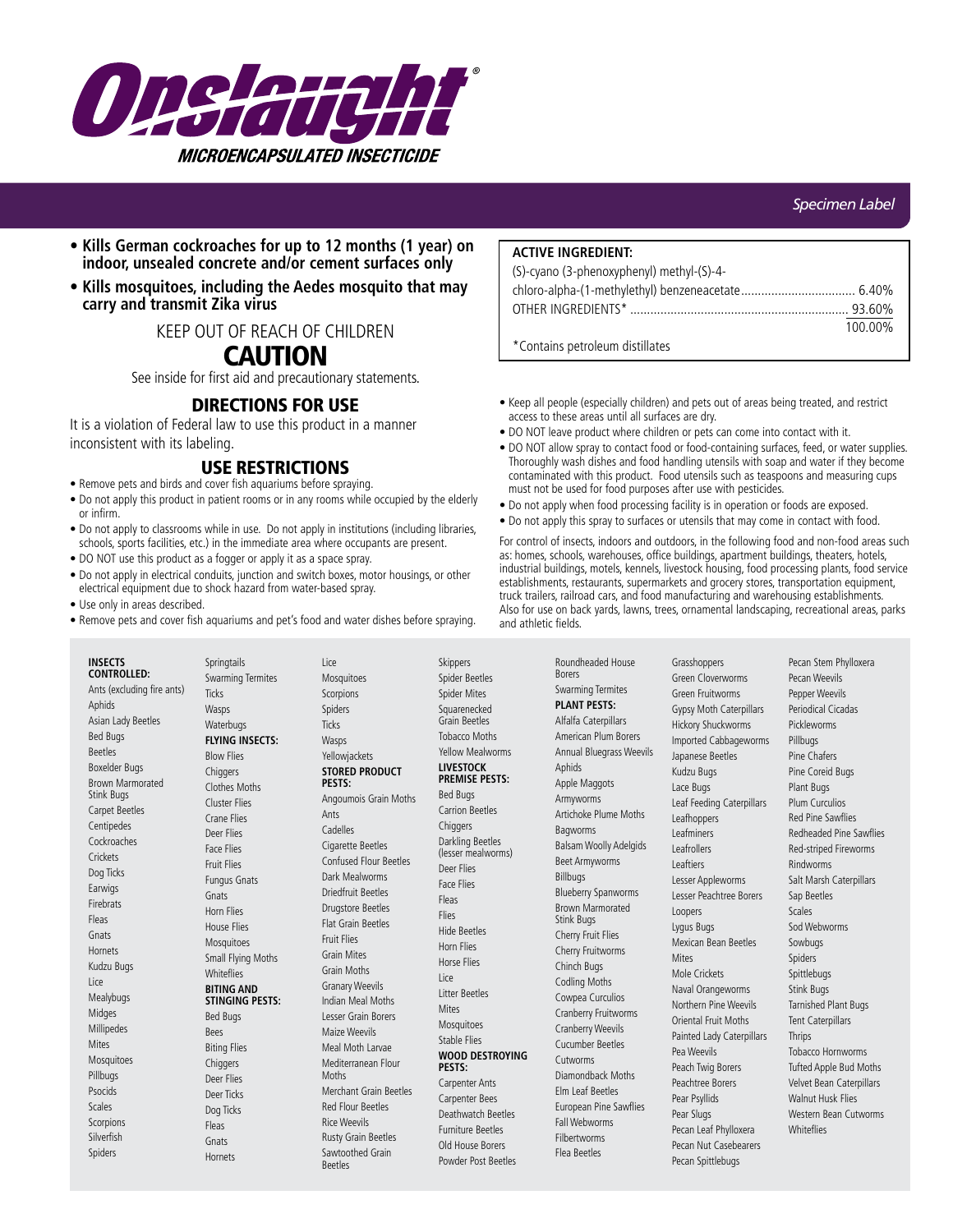# Onslaught®

## MICROENCAPSULATED INSECTICIDE

*Specimen Label*

- **Kills German cockroaches for up to 12 months (1 year) on indoor, unsealed concrete and/or cement surfaces only**
- **Kills mosquitoes, including the Aedes mosquito that may carry and transmit Zika virus**

KEEP OUT OF REACH OF CHILDREN

# CAUTION

See inside for first aid and precautionary statements.

| **ACTIVE INGREDIENT:** | |
|---|---|
| (S)-cyano (3-phenoxyphenyl) methyl-(S)-4-chloro-alpha-(1-methylethyl) benzeneacetate | 6.40% |
| OTHER INGREDIENTS* | 93.60% |
| | 100.00% |

*Contains petroleum distillates

## DIRECTIONS FOR USE

It is a violation of Federal law to use this product in a manner inconsistent with its labeling.

## USE RESTRICTIONS

- Remove pets and birds and cover fish aquariums before spraying.
- Do not apply this product in patient rooms or in any rooms while occupied by the elderly or infirm.
- Do not apply to classrooms while in use. Do not apply in institutions (including libraries, schools, sports facilities, etc.) in the immediate area where occupants are present.
- DO NOT use this product as a fogger or apply it as a space spray.
- Do not apply in electrical conduits, junction and switch boxes, motor housings, or other electrical equipment due to shock hazard from water-based spray.
- Use only in areas described.
- Remove pets and cover fish aquariums and pet's food and water dishes before spraying.
- Keep all people (especially children) and pets out of areas being treated, and restrict access to these areas until all surfaces are dry.
- DO NOT leave product where children or pets can come into contact with it.
- DO NOT allow spray to contact food or food-containing surfaces, feed, or water supplies. Thoroughly wash dishes and food handling utensils with soap and water if they become contaminated with this product. Food utensils such as teaspoons and measuring cups must not be used for food purposes after use with pesticides.
- Do not apply when food processing facility is in operation or foods are exposed.
- Do not apply this spray to surfaces or utensils that may come in contact with food.

For control of insects, indoors and outdoors, in the following food and non-food areas such as: homes, schools, warehouses, office buildings, apartment buildings, theaters, hotels, industrial buildings, motels, kennels, livestock housing, food processing plants, food service establishments, restaurants, supermarkets and grocery stores, transportation equipment, truck trailers, railroad cars, and food manufacturing and warehousing establishments. Also for use on back yards, lawns, trees, ornamental landscaping, recreational areas, parks and athletic fields.

**INSECTS CONTROLLED:**
Ants (excluding fire ants), Aphids, Asian Lady Beetles, Bed Bugs, Beetles, Boxelder Bugs, Brown Marmorated Stink Bugs, Carpet Beetles, Centipedes, Cockroaches, Crickets, Dog Ticks, Earwigs, Firebrats, Fleas, Gnats, Hornets, Kudzu Bugs, Lice, Mealybugs, Midges, Millipedes, Mites, Mosquitoes, Pillbugs, Psocids, Scales, Scorpions, Silverfish, Spiders, Springtails, Swarming Termites, Ticks, Wasps, Waterbugs

**FLYING INSECTS:**
Blow Flies, Chiggers, Clothes Moths, Cluster Flies, Crane Flies, Deer Flies, Face Flies, Fruit Flies, Fungus Gnats, Gnats, Horn Flies, House Flies, Mosquitoes, Small Flying Moths, Whiteflies

**BITING AND STINGING PESTS:**
Bed Bugs, Bees, Biting Flies, Chiggers, Deer Flies, Deer Ticks, Dog Ticks, Fleas, Gnats, Hornets, Lice, Mosquitoes, Scorpions, Spiders, Ticks, Wasps, Yellowjackets

**STORED PRODUCT PESTS:**
Angoumois Grain Moths, Ants, Cadelles, Cigarette Beetles, Confused Flour Beetles, Dark Mealworms, Driedfruit Beetles, Drugstore Beetles, Flat Grain Beetles, Fruit Flies, Grain Mites, Grain Moths, Granary Weevils, Indian Meal Moths, Lesser Grain Borers, Maize Weevils, Meal Moth Larvae, Mediterranean Flour Moths, Merchant Grain Beetles, Red Flour Beetles, Rice Weevils, Rusty Grain Beetles, Sawtoothed Grain Beetles, Skippers, Spider Beetles, Spider Mites, Squarenecked Grain Beetles, Tobacco Moths, Yellow Mealworms

**LIVESTOCK PREMISE PESTS:**
Bed Bugs, Carrion Beetles, Chiggers, Darkling Beetles (lesser mealworms), Deer Flies, Face Flies, Fleas, Flies, Hide Beetles, Horn Flies, Horse Flies, Lice, Litter Beetles, Mites, Mosquitoes, Stable Flies

**WOOD DESTROYING PESTS:**
Carpenter Ants, Carpenter Bees, Deathwatch Beetles, Furniture Beetles, Old House Borers, Powder Post Beetles, Roundheaded House Borers, Swarming Termites

**PLANT PESTS:**
Alfalfa Caterpillars, American Plum Borers, Annual Bluegrass Weevils, Aphids, Apple Maggots, Armyworms, Artichoke Plume Moths, Bagworms, Balsam Woolly Adelgids, Beet Armyworms, Billbugs, Blueberry Spanworms, Brown Marmorated Stink Bugs, Cherry Fruit Flies, Cherry Fruitworms, Chinch Bugs, Codling Moths, Cowpea Curculios, Cranberry Fruitworms, Cranberry Weevils, Cucumber Beetles, Cutworms, Diamondback Moths, Elm Leaf Beetles, European Pine Sawflies, Fall Webworms, Filbertworms, Flea Beetles, Grasshoppers, Green Cloverworms, Green Fruitworms, Gypsy Moth Caterpillars, Hickory Shuckworms, Imported Cabbageworms, Japanese Beetles, Kudzu Bugs, Lace Bugs, Leaf Feeding Caterpillars, Leafhoppers, Leafminers, Leafrollers, Leaftiers, Lesser Appleworms, Lesser Peachtree Borers, Loopers, Lygus Bugs, Mexican Bean Beetles, Mites, Mole Crickets, Naval Orangeworms, Northern Pine Weevils, Oriental Fruit Moths, Painted Lady Caterpillars, Pea Weevils, Peach Twig Borers, Peachtree Borers, Pear Psyllids, Pear Slugs, Pecan Leaf Phylloxera, Pecan Nut Casebearers, Pecan Spittlebugs, Pecan Stem Phylloxera, Pecan Weevils, Pepper Weevils, Periodical Cicadas, Pickleworms, Pillbugs, Pine Chafers, Pine Coreid Bugs, Plant Bugs, Plum Curculios, Red Pine Sawflies, Redheaded Pine Sawflies, Red-striped Fireworms, Rindworms, Salt Marsh Caterpillars, Sap Beetles, Scales, Sod Webworms, Sowbugs, Spiders, Spittlebugs, Stink Bugs, Tarnished Plant Bugs, Tent Caterpillars, Thrips, Tobacco Hornworms, Tufted Apple Bud Moths, Velvet Bean Caterpillars, Walnut Husk Flies, Western Bean Cutworms, Whiteflies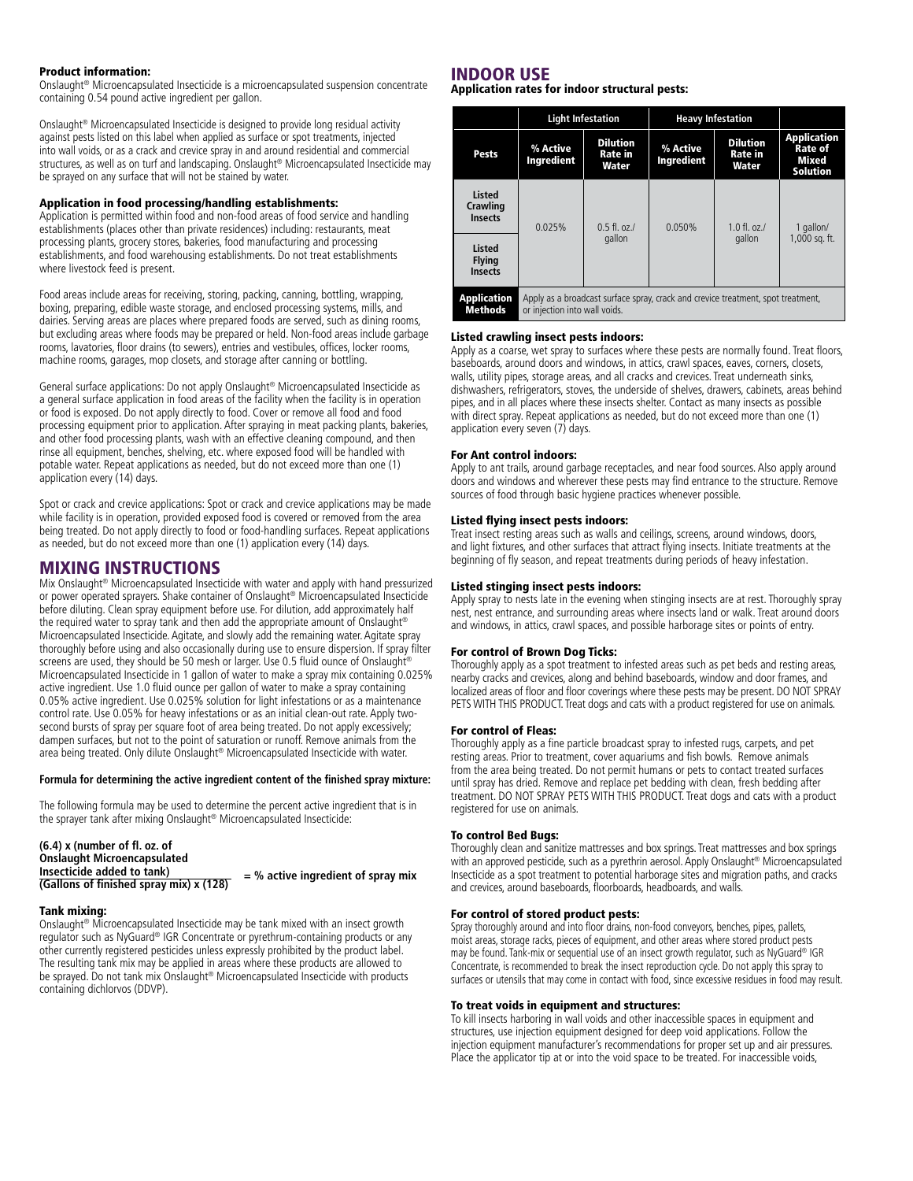### Product information:

Onslaught® Microencapsulated Insecticide is a microencapsulated suspension concentrate containing 0.54 pound active ingredient per gallon.

Onslaught® Microencapsulated Insecticide is designed to provide long residual activity against pests listed on this label when applied as surface or spot treatments, injected into wall voids, or as a crack and crevice spray in and around residential and commercial structures, as well as on turf and landscaping. Onslaught® Microencapsulated Insecticide may be sprayed on any surface that will not be stained by water.

### Application in food processing/handling establishments:

Application is permitted within food and non-food areas of food service and handling establishments (places other than private residences) including: restaurants, meat processing plants, grocery stores, bakeries, food manufacturing and processing establishments, and food warehousing establishments. Do not treat establishments where livestock feed is present.

Food areas include areas for receiving, storing, packing, canning, bottling, wrapping, boxing, preparing, edible waste storage, and enclosed processing systems, mills, and dairies. Serving areas are places where prepared foods are served, such as dining rooms, but excluding areas where foods may be prepared or held. Non-food areas include garbage rooms, lavatories, floor drains (to sewers), entries and vestibules, offices, locker rooms, machine rooms, garages, mop closets, and storage after canning or bottling.

General surface applications: Do not apply Onslaught® Microencapsulated Insecticide as a general surface application in food areas of the facility when the facility is in operation or food is exposed. Do not apply directly to food. Cover or remove all food and food processing equipment prior to application. After spraying in meat packing plants, bakeries, and other food processing plants, wash with an effective cleaning compound, and then rinse all equipment, benches, shelving, etc. where exposed food will be handled with potable water. Repeat applications as needed, but do not exceed more than one (1) application every (14) days.

Spot or crack and crevice applications: Spot or crack and crevice applications may be made while facility is in operation, provided exposed food is covered or removed from the area being treated. Do not apply directly to food or food-handling surfaces. Repeat applications as needed, but do not exceed more than one (1) application every (14) days.

## MIXING INSTRUCTIONS

Mix Onslaught® Microencapsulated Insecticide with water and apply with hand pressurized or power operated sprayers. Shake container of Onslaught® Microencapsulated Insecticide before diluting. Clean spray equipment before use. For dilution, add approximately half the required water to spray tank and then add the appropriate amount of Onslaught® Microencapsulated Insecticide. Agitate, and slowly add the remaining water. Agitate spray thoroughly before using and also occasionally during use to ensure dispersion. If spray filter screens are used, they should be 50 mesh or larger. Use 0.5 fluid ounce of Onslaught® Microencapsulated Insecticide in 1 gallon of water to make a spray mix containing 0.025% active ingredient. Use 1.0 fluid ounce per gallon of water to make a spray containing 0.05% active ingredient. Use 0.025% solution for light infestations or as a maintenance control rate. Use 0.05% for heavy infestations or as an initial clean-out rate. Apply two-second bursts of spray per square foot of area being treated. Do not apply excessively; dampen surfaces, but not to the point of saturation or runoff. Remove animals from the area being treated. Only dilute Onslaught® Microencapsulated Insecticide with water.

**Formula for determining the active ingredient content of the finished spray mixture:**

The following formula may be used to determine the percent active ingredient that is in the sprayer tank after mixing Onslaught® Microencapsulated Insecticide:

$$\frac{\textbf{(6.4) x (number of fl. oz. of Onslaught Microencapsulated Insecticide added to tank)}}{\textbf{(Gallons of finished spray mix) x (128)}} = \textbf{\% active ingredient of spray mix}$$

### Tank mixing:

Onslaught® Microencapsulated Insecticide may be tank mixed with an insect growth regulator such as NyGuard® IGR Concentrate or pyrethrum-containing products or any other currently registered pesticides unless expressly prohibited by the product label. The resulting tank mix may be applied in areas where these products are allowed to be sprayed. Do not tank mix Onslaught® Microencapsulated Insecticide with products containing dichlorvos (DDVP).

## INDOOR USE

### Application rates for indoor structural pests:

| | Light Infestation | | Heavy Infestation | | |
|---|---|---|---|---|---|
| **Pests** | **% Active Ingredient** | **Dilution Rate in Water** | **% Active Ingredient** | **Dilution Rate in Water** | **Application Rate of Mixed Solution** |
| **Listed Crawling Insects** / **Listed Flying Insects** | 0.025% | 0.5 fl. oz./ gallon | 0.050% | 1.0 fl. oz./ gallon | 1 gallon/ 1,000 sq. ft. |
| **Application Methods** | Apply as a broadcast surface spray, crack and crevice treatment, spot treatment, or injection into wall voids. | | | | |

### Listed crawling insect pests indoors:

Apply as a coarse, wet spray to surfaces where these pests are normally found. Treat floors, baseboards, around doors and windows, in attics, crawl spaces, eaves, corners, closets, walls, utility pipes, storage areas, and all cracks and crevices. Treat underneath sinks, dishwashers, refrigerators, stoves, the underside of shelves, drawers, cabinets, areas behind pipes, and in all places where these insects shelter. Contact as many insects as possible with direct spray. Repeat applications as needed, but do not exceed more than one (1) application every seven (7) days.

### For Ant control indoors:

Apply to ant trails, around garbage receptacles, and near food sources. Also apply around doors and windows and wherever these pests may find entrance to the structure. Remove sources of food through basic hygiene practices whenever possible.

### Listed flying insect pests indoors:

Treat insect resting areas such as walls and ceilings, screens, around windows, doors, and light fixtures, and other surfaces that attract flying insects. Initiate treatments at the beginning of fly season, and repeat treatments during periods of heavy infestation.

### Listed stinging insect pests indoors:

Apply spray to nests late in the evening when stinging insects are at rest. Thoroughly spray nest, nest entrance, and surrounding areas where insects land or walk. Treat around doors and windows, in attics, crawl spaces, and possible harborage sites or points of entry.

### For control of Brown Dog Ticks:

Thoroughly apply as a spot treatment to infested areas such as pet beds and resting areas, nearby cracks and crevices, along and behind baseboards, window and door frames, and localized areas of floor and floor coverings where these pests may be present. DO NOT SPRAY PETS WITH THIS PRODUCT. Treat dogs and cats with a product registered for use on animals.

### For control of Fleas:

Thoroughly apply as a fine particle broadcast spray to infested rugs, carpets, and pet resting areas. Prior to treatment, cover aquariums and fish bowls. Remove animals from the area being treated. Do not permit humans or pets to contact treated surfaces until spray has dried. Remove and replace pet bedding with clean, fresh bedding after treatment. DO NOT SPRAY PETS WITH THIS PRODUCT. Treat dogs and cats with a product registered for use on animals.

### To control Bed Bugs:

Thoroughly clean and sanitize mattresses and box springs. Treat mattresses and box springs with an approved pesticide, such as a pyrethrin aerosol. Apply Onslaught® Microencapsulated Insecticide as a spot treatment to potential harborage sites and migration paths, and cracks and crevices, around baseboards, floorboards, headboards, and walls.

### For control of stored product pests:

Spray thoroughly around and into floor drains, non-food conveyors, benches, pipes, pallets, moist areas, storage racks, pieces of equipment, and other areas where stored product pests may be found. Tank-mix or sequential use of an insect growth regulator, such as NyGuard® IGR Concentrate, is recommended to break the insect reproduction cycle. Do not apply this spray to surfaces or utensils that may come in contact with food, since excessive residues in food may result.

### To treat voids in equipment and structures:

To kill insects harboring in wall voids and other inaccessible spaces in equipment and structures, use injection equipment designed for deep void applications. Follow the injection equipment manufacturer's recommendations for proper set up and air pressures. Place the applicator tip at or into the void space to be treated. For inaccessible voids,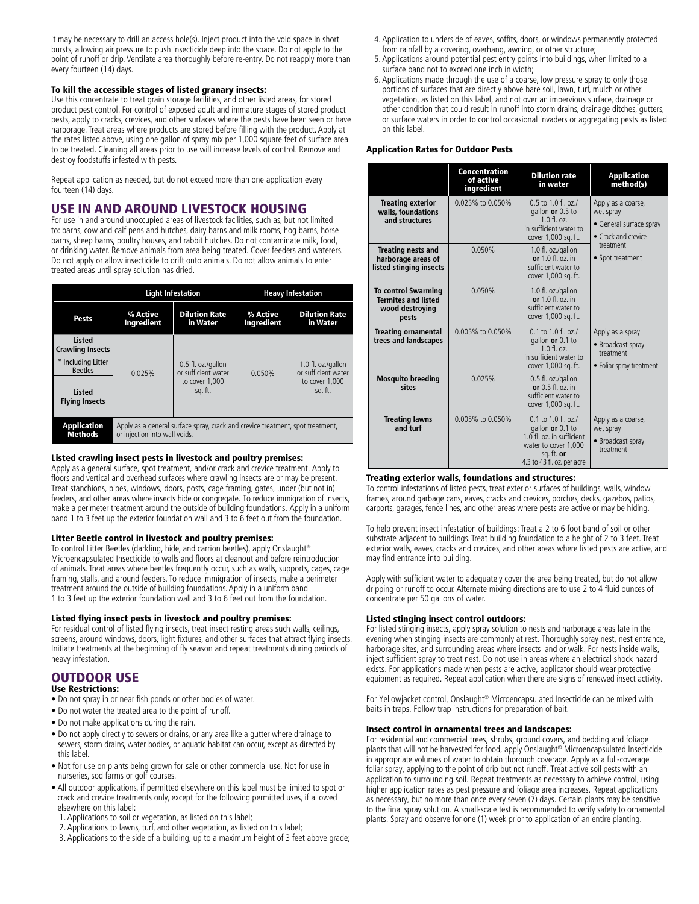it may be necessary to drill an access hole(s). Inject product into the void space in short bursts, allowing air pressure to push insecticide deep into the space. Do not apply to the point of runoff or drip. Ventilate area thoroughly before re-entry. Do not reapply more than every fourteen (14) days.

#### To kill the accessible stages of listed granary insects:

Use this concentrate to treat grain storage facilities, and other listed areas, for stored product pest control. For control of exposed adult and immature stages of stored product pests, apply to cracks, crevices, and other surfaces where the pests have been seen or have harborage. Treat areas where products are stored before filling with the product. Apply at the rates listed above, using one gallon of spray mix per 1,000 square feet of surface area to be treated. Cleaning all areas prior to use will increase levels of control. Remove and destroy foodstuffs infested with pests.

Repeat application as needed, but do not exceed more than one application every fourteen (14) days.

## USE IN AND AROUND LIVESTOCK HOUSING

For use in and around unoccupied areas of livestock facilities, such as, but not limited to: barns, cow and calf pens and hutches, dairy barns and milk rooms, hog barns, horse barns, sheep barns, poultry houses, and rabbit hutches. Do not contaminate milk, food, or drinking water. Remove animals from area being treated. Cover feeders and waterers. Do not apply or allow insecticide to drift onto animals. Do not allow animals to enter treated areas until spray solution has dried.

| | Light Infestation | | Heavy Infestation | |
|---|---|---|---|---|
| **Pests** | **% Active Ingredient** | **Dilution Rate in Water** | **% Active Ingredient** | **Dilution Rate in Water** |
| **Listed Crawling Insects** * Including Litter Beetles | 0.025% | 0.5 fl. oz./gallon or sufficient water to cover 1,000 sq. ft. | 0.050% | 1.0 fl. oz./gallon or sufficient water to cover 1,000 sq. ft. |
| **Listed Flying Insects** | | | | |
| **Application Methods** | Apply as a general surface spray, crack and crevice treatment, spot treatment, or injection into wall voids. | | | |

#### Listed crawling insect pests in livestock and poultry premises:

Apply as a general surface, spot treatment, and/or crack and crevice treatment. Apply to floors and vertical and overhead surfaces where crawling insects are or may be present. Treat stanchions, pipes, windows, doors, posts, cage framing, gates, under (but not in) feeders, and other areas where insects hide or congregate. To reduce immigration of insects, make a perimeter treatment around the outside of building foundations. Apply in a uniform band 1 to 3 feet up the exterior foundation wall and 3 to 6 feet out from the foundation.

#### Litter Beetle control in livestock and poultry premises:

To control Litter Beetles (darkling, hide, and carrion beetles), apply Onslaught® Microencapsulated Insecticide to walls and floors at cleanout and before reintroduction of animals. Treat areas where beetles frequently occur, such as walls, supports, cages, cage framing, stalls, and around feeders. To reduce immigration of insects, make a perimeter treatment around the outside of building foundations. Apply in a uniform band 1 to 3 feet up the exterior foundation wall and 3 to 6 feet out from the foundation.

#### Listed flying insect pests in livestock and poultry premises:

For residual control of listed flying insects, treat insect resting areas such walls, ceilings, screens, around windows, doors, light fixtures, and other surfaces that attract flying insects. Initiate treatments at the beginning of fly season and repeat treatments during periods of heavy infestation.

## OUTDOOR USE

#### Use Restrictions:

- Do not spray in or near fish ponds or other bodies of water.
- Do not water the treated area to the point of runoff.
- Do not make applications during the rain.
- Do not apply directly to sewers or drains, or any area like a gutter where drainage to sewers, storm drains, water bodies, or aquatic habitat can occur, except as directed by this label.
- Not for use on plants being grown for sale or other commercial use. Not for use in nurseries, sod farms or golf courses.
- All outdoor applications, if permitted elsewhere on this label must be limited to spot or crack and crevice treatments only, except for the following permitted uses, if allowed elsewhere on this label:
  1. Applications to soil or vegetation, as listed on this label;
  2. Applications to lawns, turf, and other vegetation, as listed on this label;
  3. Applications to the side of a building, up to a maximum height of 3 feet above grade;
  4. Application to underside of eaves, soffits, doors, or windows permanently protected from rainfall by a covering, overhang, awning, or other structure;
  5. Applications around potential pest entry points into buildings, when limited to a surface band not to exceed one inch in width;
  6. Applications made through the use of a coarse, low pressure spray to only those portions of surfaces that are directly above bare soil, lawn, turf, mulch or other vegetation, as listed on this label, and not over an impervious surface, drainage or other condition that could result in runoff into storm drains, drainage ditches, gutters, or surface waters in order to control occasional invaders or aggregating pests as listed on this label.

#### Application Rates for Outdoor Pests

| | Concentration of active ingredient | Dilution rate in water | Application method(s) |
|---|---|---|---|
| **Treating exterior walls, foundations and structures** | 0.025% to 0.050% | 0.5 to 1.0 fl. oz./gallon **or** 0.5 to 1.0 fl. oz. in sufficient water to cover 1,000 sq. ft. | Apply as a coarse, wet spray • General surface spray • Crack and crevice treatment • Spot treatment |
| **Treating nests and harborage areas of listed stinging insects** | 0.050% | 1.0 fl. oz./gallon **or** 1.0 fl. oz. in sufficient water to cover 1,000 sq. ft. | |
| **To control Swarming Termites and listed wood destroying pests** | 0.050% | 1.0 fl. oz./gallon **or** 1.0 fl. oz. in sufficient water to cover 1,000 sq. ft. | |
| **Treating ornamental trees and landscapes** | 0.005% to 0.050% | 0.1 to 1.0 fl. oz./gallon **or** 0.1 to 1.0 fl. oz. in sufficient water to cover 1,000 sq. ft. | Apply as a spray • Broadcast spray treatment • Foliar spray treatment |
| **Mosquito breeding sites** | 0.025% | 0.5 fl. oz./gallon **or** 0.5 fl. oz. in sufficient water to cover 1,000 sq. ft. | |
| **Treating lawns and turf** | 0.005% to 0.050% | 0.1 to 1.0 fl. oz./gallon **or** 0.1 to 1.0 fl. oz. in sufficient water to cover 1,000 sq. ft. **or** 4.3 to 43 fl. oz. per acre | Apply as a coarse, wet spray • Broadcast spray treatment |

#### Treating exterior walls, foundations and structures:

To control infestations of listed pests, treat exterior surfaces of buildings, walls, window frames, around garbage cans, eaves, cracks and crevices, porches, decks, gazebos, patios, carports, garages, fence lines, and other areas where pests are active or may be hiding.

To help prevent insect infestation of buildings: Treat a 2 to 6 foot band of soil or other substrate adjacent to buildings. Treat building foundation to a height of 2 to 3 feet. Treat exterior walls, eaves, cracks and crevices, and other areas where listed pests are active, and may find entrance into building.

Apply with sufficient water to adequately cover the area being treated, but do not allow dripping or runoff to occur. Alternate mixing directions are to use 2 to 4 fluid ounces of concentrate per 50 gallons of water.

#### Listed stinging insect control outdoors:

For listed stinging insects, apply spray solution to nests and harborage areas late in the evening when stinging insects are commonly at rest. Thoroughly spray nest, nest entrance, harborage sites, and surrounding areas where insects land or walk. For nests inside walls, inject sufficient spray to treat nest. Do not use in areas where an electrical shock hazard exists. For applications made when pests are active, applicator should wear protective equipment as required. Repeat application when there are signs of renewed insect activity.

For Yellowjacket control, Onslaught® Microencapsulated Insecticide can be mixed with baits in traps. Follow trap instructions for preparation of bait.

#### Insect control in ornamental trees and landscapes:

For residential and commercial trees, shrubs, ground covers, and bedding and foliage plants that will not be harvested for food, apply Onslaught® Microencapsulated Insecticide in appropriate volumes of water to obtain thorough coverage. Apply as a full-coverage foliar spray, applying to the point of drip but not runoff. Treat active soil pests with an application to surrounding soil. Repeat treatments as necessary to achieve control, using higher application rates as pest pressure and foliage area increases. Repeat applications as necessary, but no more than once every seven (7) days. Certain plants may be sensitive to the final spray solution. A small-scale test is recommended to verify safety to ornamental plants. Spray and observe for one (1) week prior to application of an entire planting.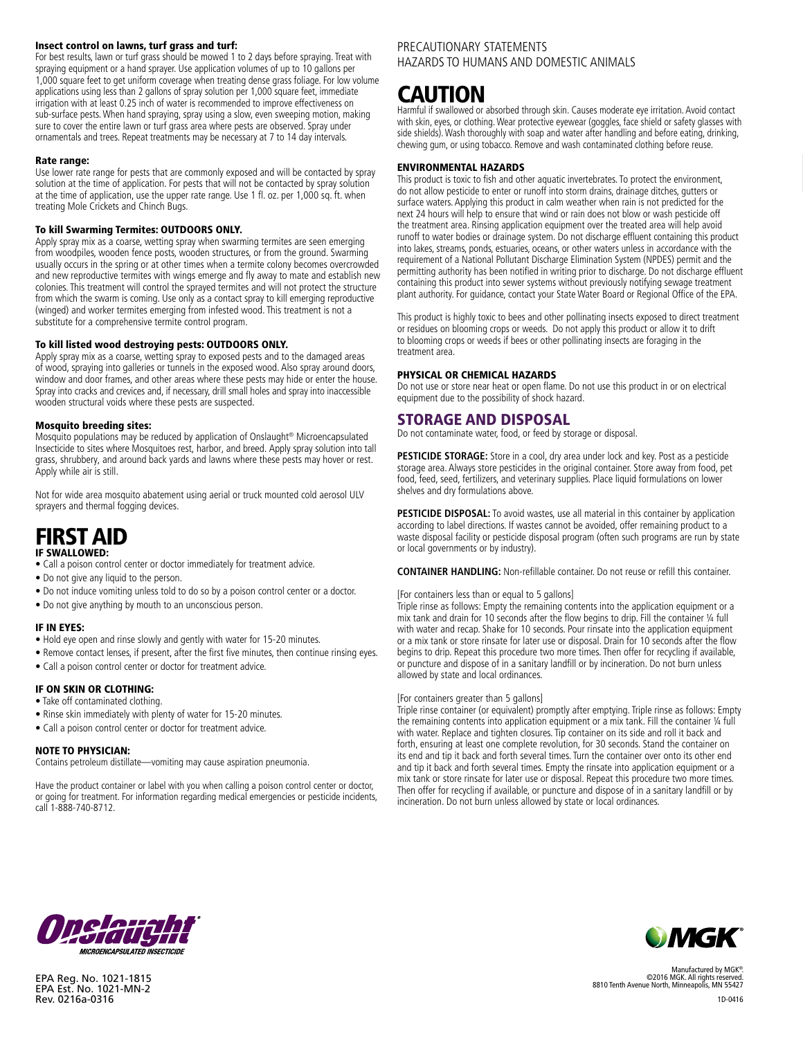### Insect control on lawns, turf grass and turf:

For best results, lawn or turf grass should be mowed 1 to 2 days before spraying. Treat with spraying equipment or a hand sprayer. Use application volumes of up to 10 gallons per 1,000 square feet to get uniform coverage when treating dense grass foliage. For low volume applications using less than 2 gallons of spray solution per 1,000 square feet, immediate irrigation with at least 0.25 inch of water is recommended to improve effectiveness on sub-surface pests. When hand spraying, spray using a slow, even sweeping motion, making sure to cover the entire lawn or turf grass area where pests are observed. Spray under ornamentals and trees. Repeat treatments may be necessary at 7 to 14 day intervals.

### Rate range:

Use lower rate range for pests that are commonly exposed and will be contacted by spray solution at the time of application. For pests that will not be contacted by spray solution at the time of application, use the upper rate range. Use 1 fl. oz. per 1,000 sq. ft. when treating Mole Crickets and Chinch Bugs.

### To kill Swarming Termites: OUTDOORS ONLY.

Apply spray mix as a coarse, wetting spray when swarming termites are seen emerging from woodpiles, wooden fence posts, wooden structures, or from the ground. Swarming usually occurs in the spring or at other times when a termite colony becomes overcrowded and new reproductive termites with wings emerge and fly away to mate and establish new colonies. This treatment will control the sprayed termites and will not protect the structure from which the swarm is coming. Use only as a contact spray to kill emerging reproductive (winged) and worker termites emerging from infested wood. This treatment is not a substitute for a comprehensive termite control program.

### To kill listed wood destroying pests: OUTDOORS ONLY.

Apply spray mix as a coarse, wetting spray to exposed pests and to the damaged areas of wood, spraying into galleries or tunnels in the exposed wood. Also spray around doors, window and door frames, and other areas where these pests may hide or enter the house. Spray into cracks and crevices and, if necessary, drill small holes and spray into inaccessible wooden structural voids where these pests are suspected.

### Mosquito breeding sites:

Mosquito populations may be reduced by application of Onslaught® Microencapsulated Insecticide to sites where Mosquitoes rest, harbor, and breed. Apply spray solution into tall grass, shrubbery, and around back yards and lawns where these pests may hover or rest. Apply while air is still.

Not for wide area mosquito abatement using aerial or truck mounted cold aerosol ULV sprayers and thermal fogging devices.

# FIRST AID

### IF SWALLOWED:

- Call a poison control center or doctor immediately for treatment advice.
- Do not give any liquid to the person.
- Do not induce vomiting unless told to do so by a poison control center or a doctor.
- Do not give anything by mouth to an unconscious person.

### IF IN EYES:

- Hold eye open and rinse slowly and gently with water for 15-20 minutes.
- Remove contact lenses, if present, after the first five minutes, then continue rinsing eyes.
- Call a poison control center or doctor for treatment advice.

### IF ON SKIN OR CLOTHING:

- Take off contaminated clothing.
- Rinse skin immediately with plenty of water for 15-20 minutes.
- Call a poison control center or doctor for treatment advice.

### NOTE TO PHYSICIAN:

Contains petroleum distillate—vomiting may cause aspiration pneumonia.

Have the product container or label with you when calling a poison control center or doctor, or going for treatment. For information regarding medical emergencies or pesticide incidents, call 1-888-740-8712.

PRECAUTIONARY STATEMENTS
HAZARDS TO HUMANS AND DOMESTIC ANIMALS

# CAUTION

Harmful if swallowed or absorbed through skin. Causes moderate eye irritation. Avoid contact with skin, eyes, or clothing. Wear protective eyewear (goggles, face shield or safety glasses with side shields). Wash thoroughly with soap and water after handling and before eating, drinking, chewing gum, or using tobacco. Remove and wash contaminated clothing before reuse.

### ENVIRONMENTAL HAZARDS

This product is toxic to fish and other aquatic invertebrates. To protect the environment, do not allow pesticide to enter or runoff into storm drains, drainage ditches, gutters or surface waters. Applying this product in calm weather when rain is not predicted for the next 24 hours will help to ensure that wind or rain does not blow or wash pesticide off the treatment area. Rinsing application equipment over the treated area will help avoid runoff to water bodies or drainage system. Do not discharge effluent containing this product into lakes, streams, ponds, estuaries, oceans, or other waters unless in accordance with the requirement of a National Pollutant Discharge Elimination System (NPDES) permit and the permitting authority has been notified in writing prior to discharge. Do not discharge effluent containing this product into sewer systems without previously notifying sewage treatment plant authority. For guidance, contact your State Water Board or Regional Office of the EPA.

This product is highly toxic to bees and other pollinating insects exposed to direct treatment or residues on blooming crops or weeds. Do not apply this product or allow it to drift to blooming crops or weeds if bees or other pollinating insects are foraging in the treatment area.

### PHYSICAL OR CHEMICAL HAZARDS

Do not use or store near heat or open flame. Do not use this product in or on electrical equipment due to the possibility of shock hazard.

## STORAGE AND DISPOSAL

Do not contaminate water, food, or feed by storage or disposal.

**PESTICIDE STORAGE:** Store in a cool, dry area under lock and key. Post as a pesticide storage area. Always store pesticides in the original container. Store away from food, pet food, feed, seed, fertilizers, and veterinary supplies. Place liquid formulations on lower shelves and dry formulations above.

**PESTICIDE DISPOSAL:** To avoid wastes, use all material in this container by application according to label directions. If wastes cannot be avoided, offer remaining product to a waste disposal facility or pesticide disposal program (often such programs are run by state or local governments or by industry).

**CONTAINER HANDLING:** Non-refillable container. Do not reuse or refill this container.

[For containers less than or equal to 5 gallons]
Triple rinse as follows: Empty the remaining contents into the application equipment or a mix tank and drain for 10 seconds after the flow begins to drip. Fill the container ¼ full with water and recap. Shake for 10 seconds. Pour rinsate into the application equipment or a mix tank or store rinsate for later use or disposal. Drain for 10 seconds after the flow begins to drip. Repeat this procedure two more times. Then offer for recycling if available, or puncture and dispose of in a sanitary landfill or by incineration. Do not burn unless allowed by state and local ordinances.

[For containers greater than 5 gallons]
Triple rinse container (or equivalent) promptly after emptying. Triple rinse as follows: Empty the remaining contents into application equipment or a mix tank. Fill the container ¼ full with water. Replace and tighten closures. Tip container on its side and roll it back and forth, ensuring at least one complete revolution, for 30 seconds. Stand the container on its end and tip it back and forth several times. Turn the container over onto its other end and tip it back and forth several times. Empty the rinsate into application equipment or a mix tank or store rinsate for later use or disposal. Repeat this procedure two more times. Then offer for recycling if available, or puncture and dispose of in a sanitary landfill or by incineration. Do not burn unless allowed by state or local ordinances.

Onslaught®
MICROENCAPSULATED INSECTICIDE

EPA Reg. No. 1021-1815
EPA Est. No. 1021-MN-2
Rev. 0216a-0316

MGK®

Manufactured by MGK®.
©2016 MGK. All rights reserved.
8810 Tenth Avenue North, Minneapolis, MN 55427

1D-0416